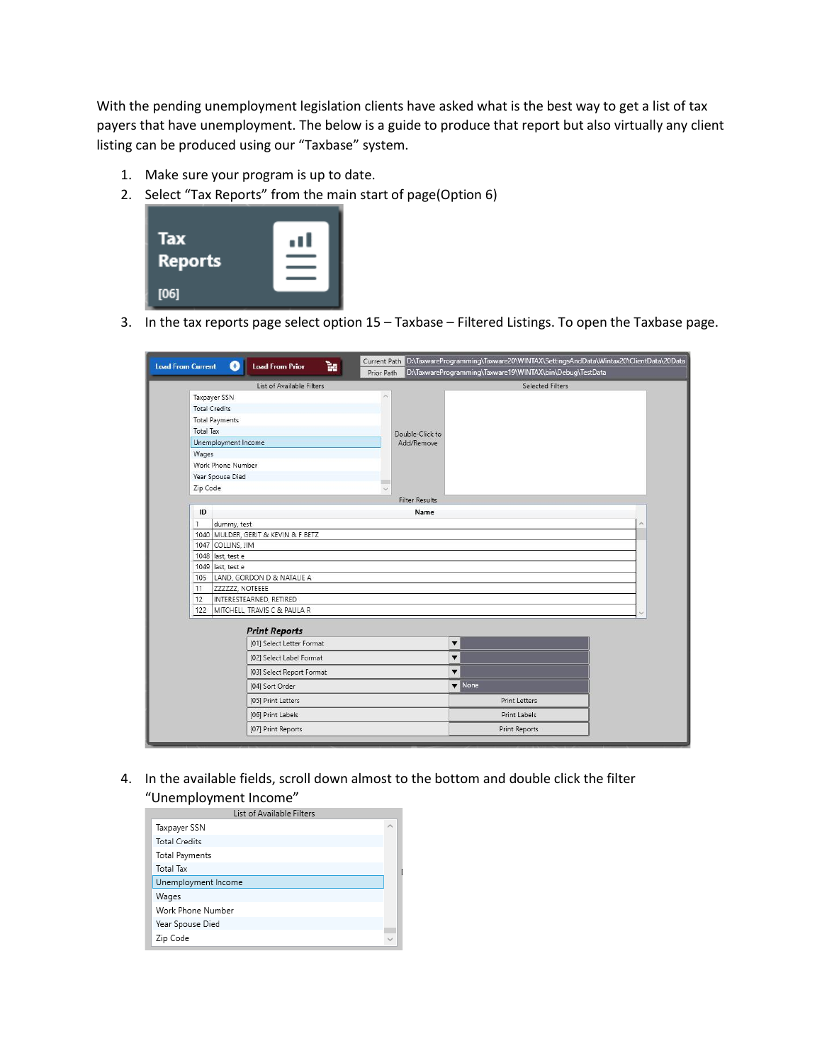With the pending unemployment legislation clients have asked what is the best way to get a list of tax payers that have unemployment. The below is a guide to produce that report but also virtually any client listing can be produced using our "Taxbase" system.

1. Make sure your program is up to date.
2. Select "Tax Reports" from the main start of page(Option 6)
3. In the tax reports page select option 15 – Taxbase – Filtered Listings. To open the Taxbase page.
4. In the available fields, scroll down almost to the bottom and double click the filter "Unemployment Income"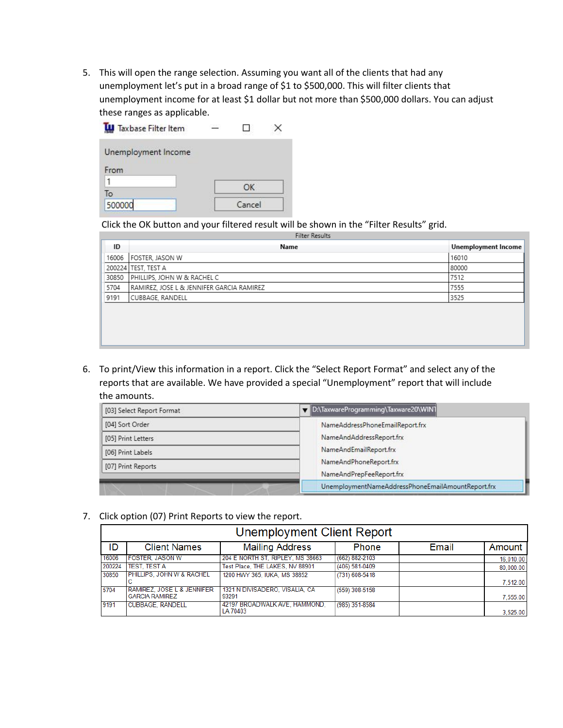5. This will open the range selection. Assuming you want all of the clients that had any unemployment let's put in a broad range of $1 to $500,000. This will filter clients that unemployment income for at least $1 dollar but not more than $500,000 dollars. You can adjust these ranges as applicable.

Taxbase Filter Item

Unemployment Income

From
1
To
500000

OK
Cancel

Click the OK button and your filtered result will be shown in the "Filter Results" grid.

Filter Results

| ID | Name | Unemployment Income |
|---|---|---|
| 16006 | FOSTER, JASON W | 16010 |
| 200224 | TEST, TEST A | 80000 |
| 30850 | PHILLIPS, JOHN W & RACHEL C | 7512 |
| 5704 | RAMIREZ, JOSE L & JENNIFER GARCIA RAMIREZ | 7555 |
| 9191 | CUBBAGE, RANDELL | 3525 |

6. To print/View this information in a report. Click the "Select Report Format" and select any of the reports that are available. We have provided a special "Unemployment" report that will include the amounts.

[03] Select Report Format
[04] Sort Order
[05] Print Letters
[06] Print Labels
[07] Print Reports

D:\TaxwareProgramming\Taxware20\WINT

NameAddressPhoneEmailReport.frx
NameAndAddressReport.frx
NameAndEmailReport.frx
NameAndPhoneReport.frx
NameAndPrepFeeReport.frx
UnemploymentNameAddressPhoneEmailAmountReport.frx

7. Click option (07) Print Reports to view the report.

Unemployment Client Report

| ID | Client Names | Mailing Address | Phone | Email | Amount |
|---|---|---|---|---|---|
| 16006 | FOSTER, JASON W | 204 E NORTH ST, RIPLEY, MS 38663 | (662) 682-2103 | | 16,010.00 |
| 200224 | TEST, TEST A | Test Place, THE LAKES, NV 88901 | (406) 581-0409 | | 80,000.00 |
| 30850 | PHILLIPS, JOHN W & RACHEL C | 1200 HWY 365, IUKA, MS 38852 | (731) 608-5418 | | 7,512.00 |
| 5704 | RAMIREZ, JOSE L & JENNIFER GARCIA RAMIREZ | 1321 N DIVISADERO, VISALIA, CA 93291 | (559) 308-5158 | | 7,555.00 |
| 9191 | CUBBAGE, RANDELL | 42197 BROADWALK AVE, HAMMOND, LA 70403 | (985) 351-8584 | | 3,525.00 |